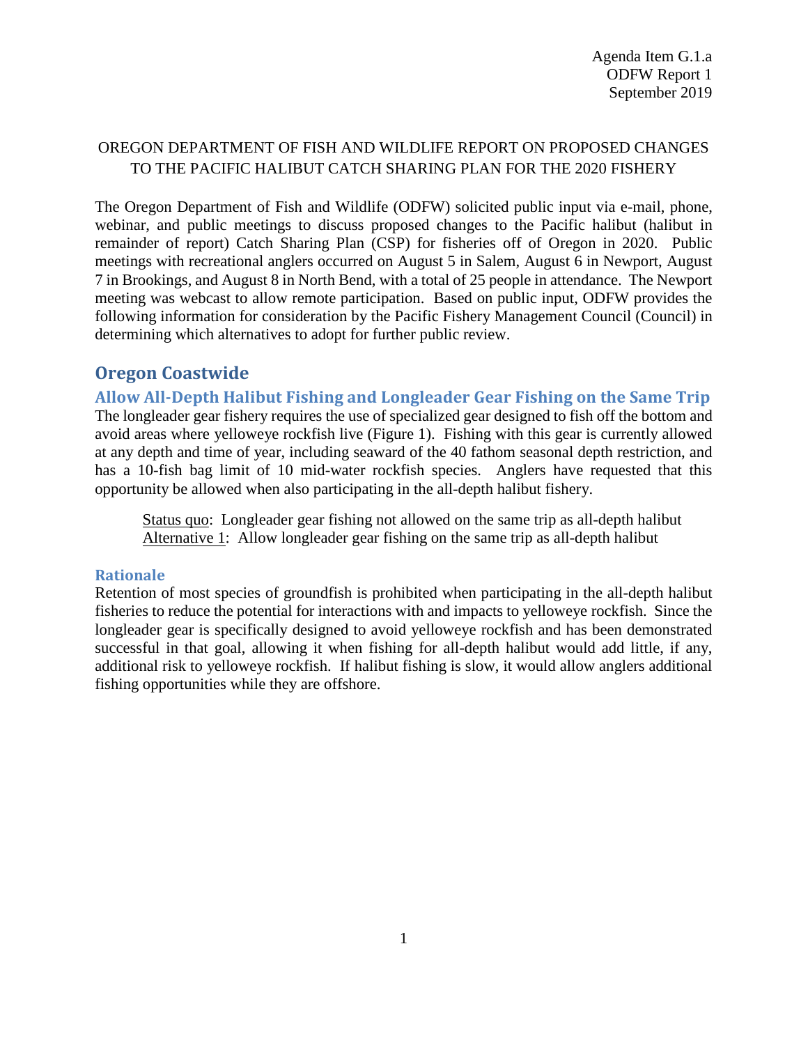Agenda Item G.1.a
ODFW Report 1
September 2019

OREGON DEPARTMENT OF FISH AND WILDLIFE REPORT ON PROPOSED CHANGES TO THE PACIFIC HALIBUT CATCH SHARING PLAN FOR THE 2020 FISHERY

The Oregon Department of Fish and Wildlife (ODFW) solicited public input via e-mail, phone, webinar, and public meetings to discuss proposed changes to the Pacific halibut (halibut in remainder of report) Catch Sharing Plan (CSP) for fisheries off of Oregon in 2020. Public meetings with recreational anglers occurred on August 5 in Salem, August 6 in Newport, August 7 in Brookings, and August 8 in North Bend, with a total of 25 people in attendance. The Newport meeting was webcast to allow remote participation. Based on public input, ODFW provides the following information for consideration by the Pacific Fishery Management Council (Council) in determining which alternatives to adopt for further public review.

## Oregon Coastwide

### Allow All-Depth Halibut Fishing and Longleader Gear Fishing on the Same Trip

The longleader gear fishery requires the use of specialized gear designed to fish off the bottom and avoid areas where yelloweye rockfish live (Figure 1). Fishing with this gear is currently allowed at any depth and time of year, including seaward of the 40 fathom seasonal depth restriction, and has a 10-fish bag limit of 10 mid-water rockfish species. Anglers have requested that this opportunity be allowed when also participating in the all-depth halibut fishery.

> Status quo: Longleader gear fishing not allowed on the same trip as all-depth halibut
> Alternative 1: Allow longleader gear fishing on the same trip as all-depth halibut

#### Rationale

Retention of most species of groundfish is prohibited when participating in the all-depth halibut fisheries to reduce the potential for interactions with and impacts to yelloweye rockfish. Since the longleader gear is specifically designed to avoid yelloweye rockfish and has been demonstrated successful in that goal, allowing it when fishing for all-depth halibut would add little, if any, additional risk to yelloweye rockfish. If halibut fishing is slow, it would allow anglers additional fishing opportunities while they are offshore.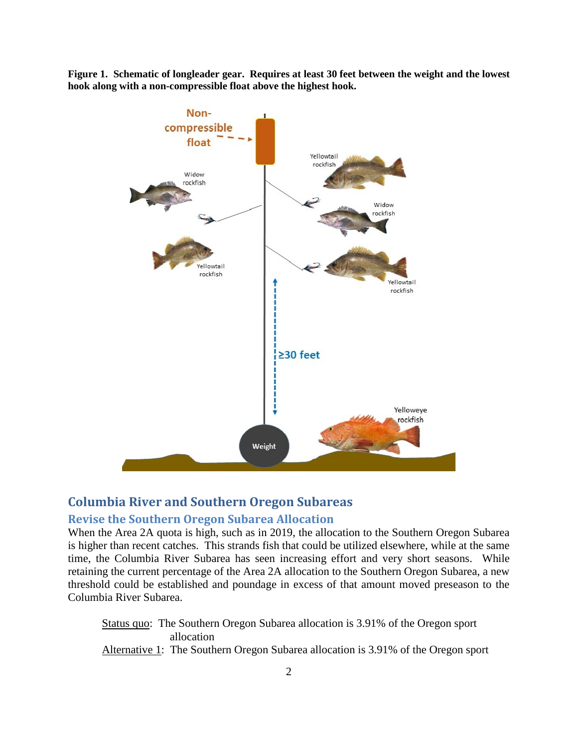**Figure 1. Schematic of longleader gear. Requires at least 30 feet between the weight and the lowest hook along with a non-compressible float above the highest hook.**

Non-compressible float

Widow rockfish

Yellowtail rockfish

Widow rockfish

Yellowtail rockfish

Yellowtail rockfish

≥30 feet

Yelloweye rockfish

Weight

## Columbia River and Southern Oregon Subareas

### Revise the Southern Oregon Subarea Allocation

When the Area 2A quota is high, such as in 2019, the allocation to the Southern Oregon Subarea is higher than recent catches. This strands fish that could be utilized elsewhere, while at the same time, the Columbia River Subarea has seen increasing effort and very short seasons. While retaining the current percentage of the Area 2A allocation to the Southern Oregon Subarea, a new threshold could be established and poundage in excess of that amount moved preseason to the Columbia River Subarea.

Status quo: The Southern Oregon Subarea allocation is 3.91% of the Oregon sport allocation

Alternative 1: The Southern Oregon Subarea allocation is 3.91% of the Oregon sport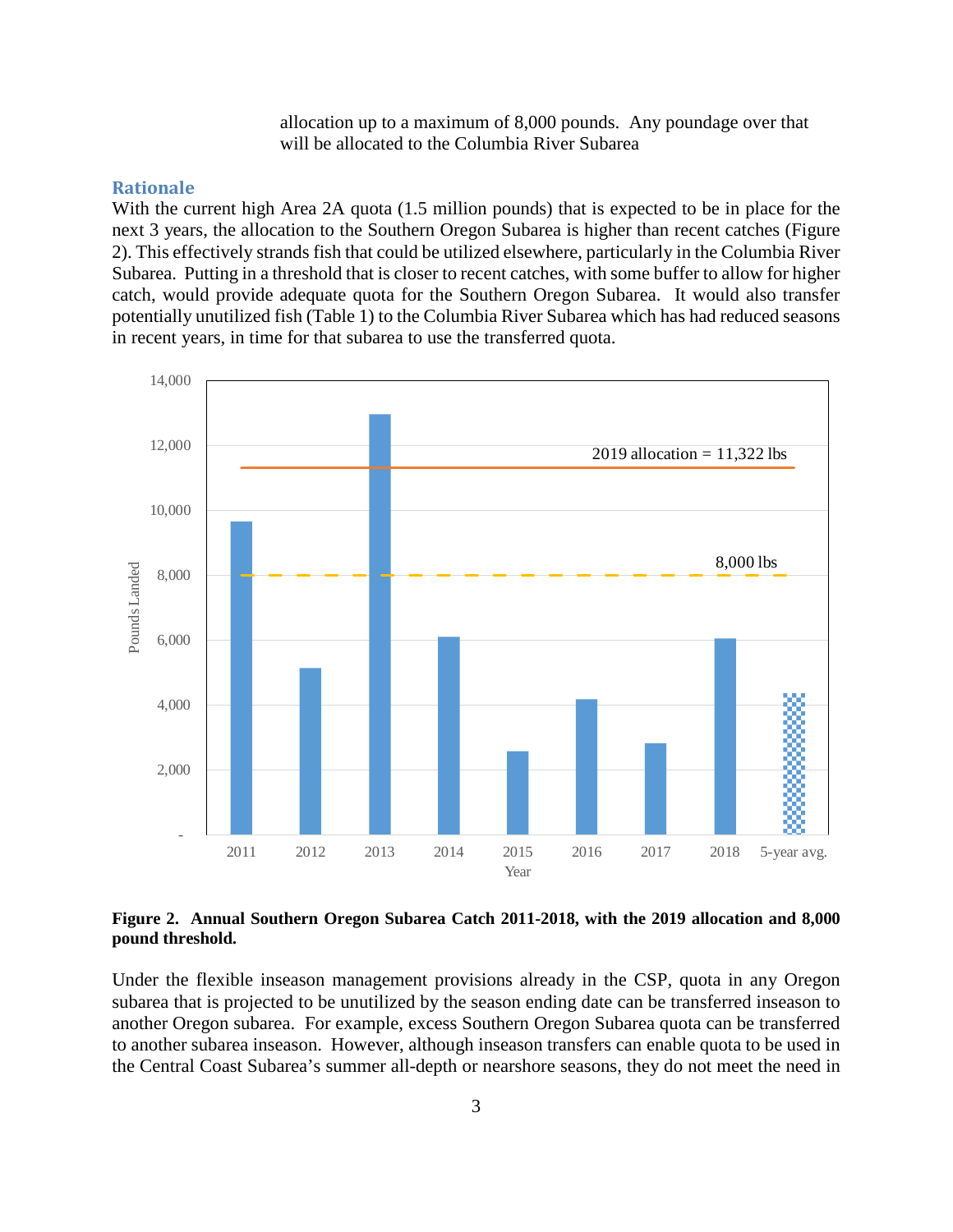allocation up to a maximum of 8,000 pounds. Any poundage over that will be allocated to the Columbia River Subarea

## Rationale

With the current high Area 2A quota (1.5 million pounds) that is expected to be in place for the next 3 years, the allocation to the Southern Oregon Subarea is higher than recent catches (Figure 2). This effectively strands fish that could be utilized elsewhere, particularly in the Columbia River Subarea. Putting in a threshold that is closer to recent catches, with some buffer to allow for higher catch, would provide adequate quota for the Southern Oregon Subarea. It would also transfer potentially unutilized fish (Table 1) to the Columbia River Subarea which has had reduced seasons in recent years, in time for that subarea to use the transferred quota.

Pounds Landed

14,000
12,000
10,000
8,000
6,000
4,000
2,000
-

2019 allocation = 11,322 lbs

8,000 lbs

2011 2012 2013 2014 2015 2016 2017 2018 5-year avg.

Year

**Figure 2. Annual Southern Oregon Subarea Catch 2011-2018, with the 2019 allocation and 8,000 pound threshold.**

Under the flexible inseason management provisions already in the CSP, quota in any Oregon subarea that is projected to be unutilized by the season ending date can be transferred inseason to another Oregon subarea. For example, excess Southern Oregon Subarea quota can be transferred to another subarea inseason. However, although inseason transfers can enable quota to be used in the Central Coast Subarea's summer all-depth or nearshore seasons, they do not meet the need in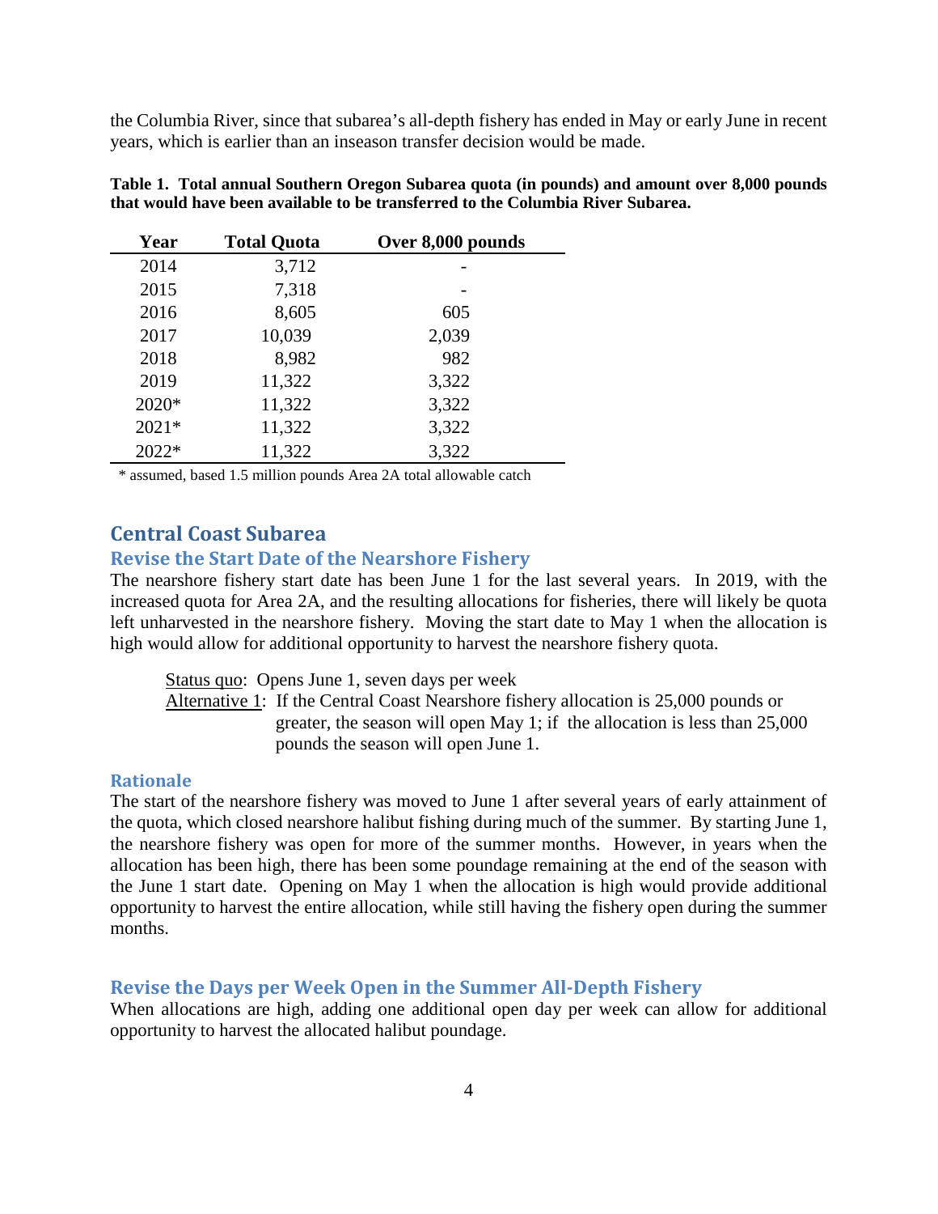the Columbia River, since that subarea's all-depth fishery has ended in May or early June in recent years, which is earlier than an inseason transfer decision would be made.

**Table 1. Total annual Southern Oregon Subarea quota (in pounds) and amount over 8,000 pounds that would have been available to be transferred to the Columbia River Subarea.**

| Year | Total Quota | Over 8,000 pounds |
|---|---|---|
| 2014 | 3,712 | - |
| 2015 | 7,318 | - |
| 2016 | 8,605 | 605 |
| 2017 | 10,039 | 2,039 |
| 2018 | 8,982 | 982 |
| 2019 | 11,322 | 3,322 |
| 2020* | 11,322 | 3,322 |
| 2021* | 11,322 | 3,322 |
| 2022* | 11,322 | 3,322 |

\* assumed, based 1.5 million pounds Area 2A total allowable catch

## Central Coast Subarea

### Revise the Start Date of the Nearshore Fishery

The nearshore fishery start date has been June 1 for the last several years. In 2019, with the increased quota for Area 2A, and the resulting allocations for fisheries, there will likely be quota left unharvested in the nearshore fishery. Moving the start date to May 1 when the allocation is high would allow for additional opportunity to harvest the nearshore fishery quota.

Status quo: Opens June 1, seven days per week

Alternative 1: If the Central Coast Nearshore fishery allocation is 25,000 pounds or greater, the season will open May 1; if the allocation is less than 25,000 pounds the season will open June 1.

### Rationale

The start of the nearshore fishery was moved to June 1 after several years of early attainment of the quota, which closed nearshore halibut fishing during much of the summer. By starting June 1, the nearshore fishery was open for more of the summer months. However, in years when the allocation has been high, there has been some poundage remaining at the end of the season with the June 1 start date. Opening on May 1 when the allocation is high would provide additional opportunity to harvest the entire allocation, while still having the fishery open during the summer months.

### Revise the Days per Week Open in the Summer All-Depth Fishery

When allocations are high, adding one additional open day per week can allow for additional opportunity to harvest the allocated halibut poundage.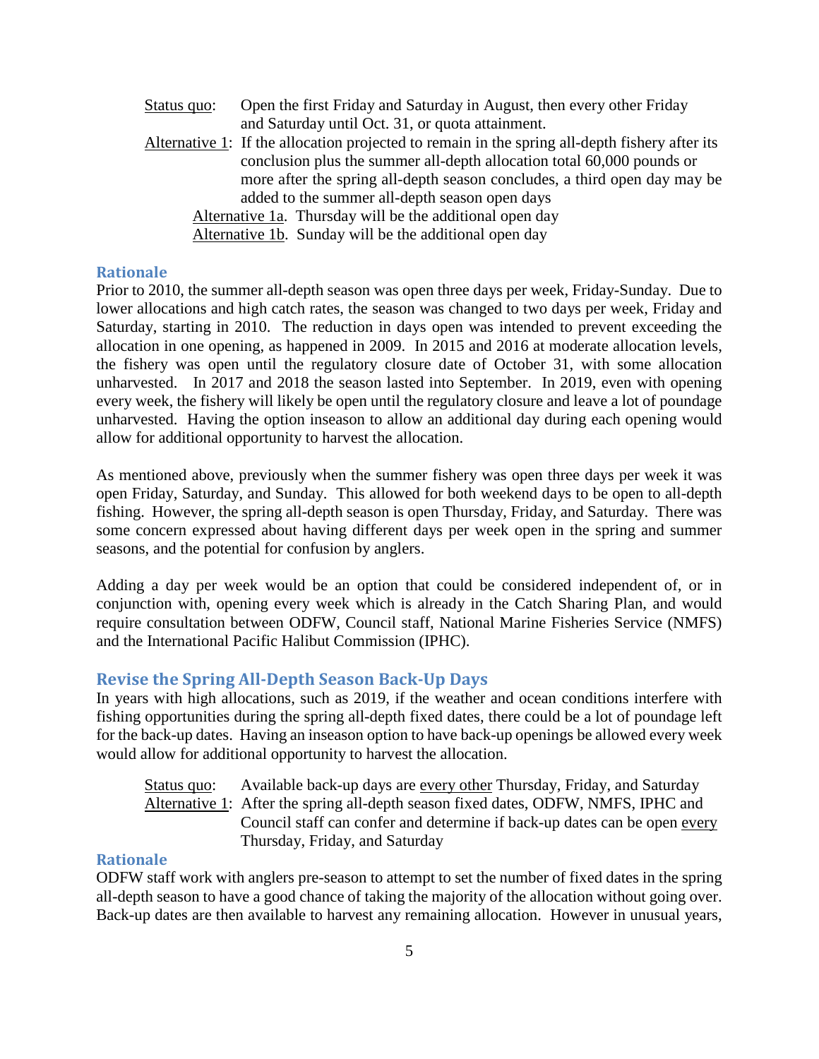Status quo: Open the first Friday and Saturday in August, then every other Friday and Saturday until Oct. 31, or quota attainment.

Alternative 1: If the allocation projected to remain in the spring all-depth fishery after its conclusion plus the summer all-depth allocation total 60,000 pounds or more after the spring all-depth season concludes, a third open day may be added to the summer all-depth season open days

- Alternative 1a. Thursday will be the additional open day
- Alternative 1b. Sunday will be the additional open day

### Rationale

Prior to 2010, the summer all-depth season was open three days per week, Friday-Sunday. Due to lower allocations and high catch rates, the season was changed to two days per week, Friday and Saturday, starting in 2010. The reduction in days open was intended to prevent exceeding the allocation in one opening, as happened in 2009. In 2015 and 2016 at moderate allocation levels, the fishery was open until the regulatory closure date of October 31, with some allocation unharvested. In 2017 and 2018 the season lasted into September. In 2019, even with opening every week, the fishery will likely be open until the regulatory closure and leave a lot of poundage unharvested. Having the option inseason to allow an additional day during each opening would allow for additional opportunity to harvest the allocation.

As mentioned above, previously when the summer fishery was open three days per week it was open Friday, Saturday, and Sunday. This allowed for both weekend days to be open to all-depth fishing. However, the spring all-depth season is open Thursday, Friday, and Saturday. There was some concern expressed about having different days per week open in the spring and summer seasons, and the potential for confusion by anglers.

Adding a day per week would be an option that could be considered independent of, or in conjunction with, opening every week which is already in the Catch Sharing Plan, and would require consultation between ODFW, Council staff, National Marine Fisheries Service (NMFS) and the International Pacific Halibut Commission (IPHC).

## Revise the Spring All-Depth Season Back-Up Days

In years with high allocations, such as 2019, if the weather and ocean conditions interfere with fishing opportunities during the spring all-depth fixed dates, there could be a lot of poundage left for the back-up dates. Having an inseason option to have back-up openings be allowed every week would allow for additional opportunity to harvest the allocation.

Status quo: Available back-up days are every other Thursday, Friday, and Saturday

Alternative 1: After the spring all-depth season fixed dates, ODFW, NMFS, IPHC and Council staff can confer and determine if back-up dates can be open every Thursday, Friday, and Saturday

### Rationale

ODFW staff work with anglers pre-season to attempt to set the number of fixed dates in the spring all-depth season to have a good chance of taking the majority of the allocation without going over. Back-up dates are then available to harvest any remaining allocation. However in unusual years,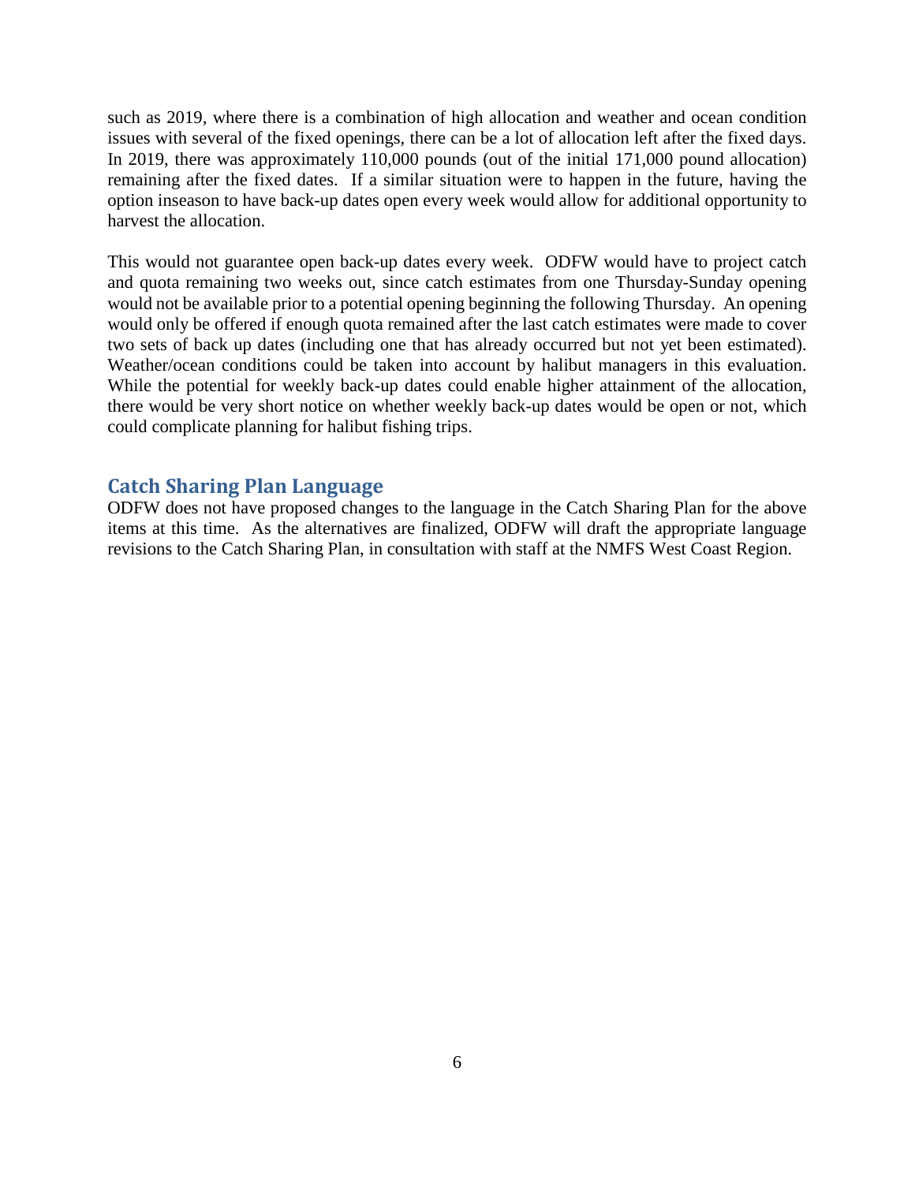such as 2019, where there is a combination of high allocation and weather and ocean condition issues with several of the fixed openings, there can be a lot of allocation left after the fixed days. In 2019, there was approximately 110,000 pounds (out of the initial 171,000 pound allocation) remaining after the fixed dates. If a similar situation were to happen in the future, having the option inseason to have back-up dates open every week would allow for additional opportunity to harvest the allocation.

This would not guarantee open back-up dates every week. ODFW would have to project catch and quota remaining two weeks out, since catch estimates from one Thursday-Sunday opening would not be available prior to a potential opening beginning the following Thursday. An opening would only be offered if enough quota remained after the last catch estimates were made to cover two sets of back up dates (including one that has already occurred but not yet been estimated). Weather/ocean conditions could be taken into account by halibut managers in this evaluation. While the potential for weekly back-up dates could enable higher attainment of the allocation, there would be very short notice on whether weekly back-up dates would be open or not, which could complicate planning for halibut fishing trips.

## Catch Sharing Plan Language

ODFW does not have proposed changes to the language in the Catch Sharing Plan for the above items at this time. As the alternatives are finalized, ODFW will draft the appropriate language revisions to the Catch Sharing Plan, in consultation with staff at the NMFS West Coast Region.